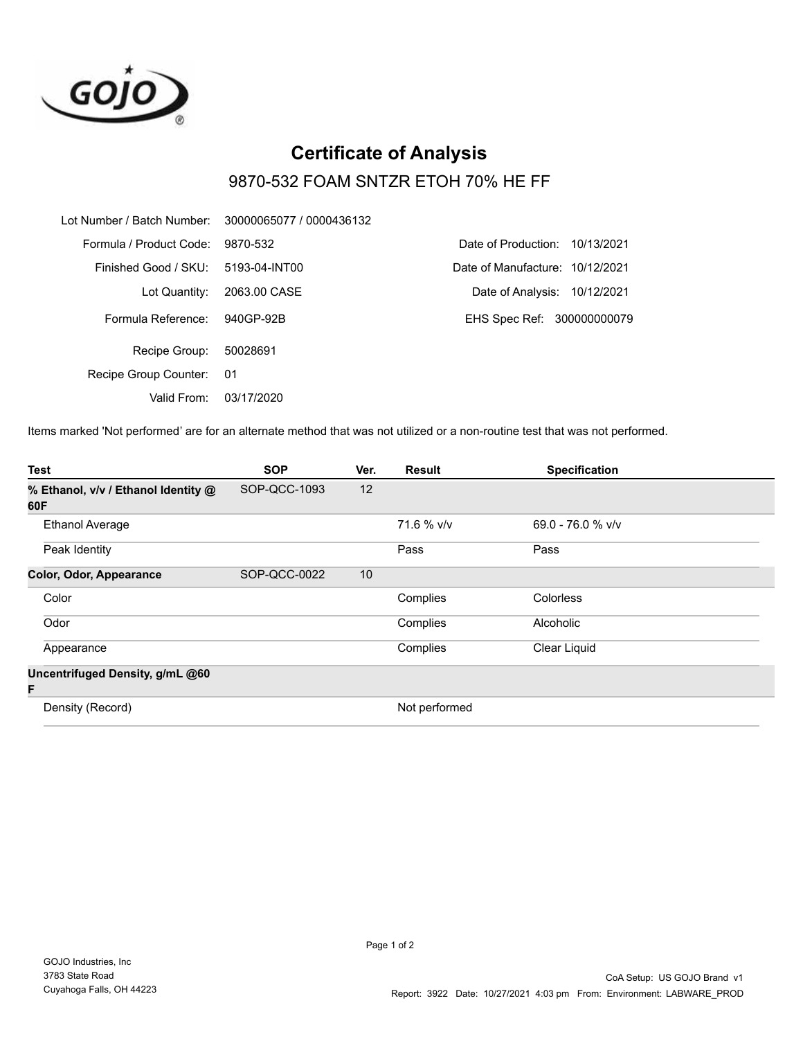GOJO®

# Certificate of Analysis

## 9870-532 FOAM SNTZR ETOH 70% HE FF

| | | | |
|---|---|---|---|
| Lot Number / Batch Number: | 30000065077 / 0000436132 | | |
| Formula / Product Code: | 9870-532 | Date of Production: | 10/13/2021 |
| Finished Good / SKU: | 5193-04-INT00 | Date of Manufacture: | 10/12/2021 |
| Lot Quantity: | 2063.00 CASE | Date of Analysis: | 10/12/2021 |
| Formula Reference: | 940GP-92B | EHS Spec Ref: | 300000000079 |
| Recipe Group: | 50028691 | | |
| Recipe Group Counter: | 01 | | |
| Valid From: | 03/17/2020 | | |

Items marked 'Not performed' are for an alternate method that was not utilized or a non-routine test that was not performed.

| Test | SOP | Ver. | Result | Specification |
|---|---|---|---|---|
| **% Ethanol, v/v / Ethanol Identity @ 60F** | SOP-QCC-1093 | 12 | | |
| Ethanol Average | | | 71.6 % v/v | 69.0 - 76.0 % v/v |
| Peak Identity | | | Pass | Pass |
| **Color, Odor, Appearance** | SOP-QCC-0022 | 10 | | |
| Color | | | Complies | Colorless |
| Odor | | | Complies | Alcoholic |
| Appearance | | | Complies | Clear Liquid |
| **Uncentrifuged Density, g/mL @60 F** | | | | |
| Density (Record) | | | Not performed | |

GOJO Industries, Inc
3783 State Road
Cuyahoga Falls, OH 44223

CoA Setup: US GOJO Brand v1
Report: 3922 Date: 10/27/2021 4:03 pm From: Environment: LABWARE_PROD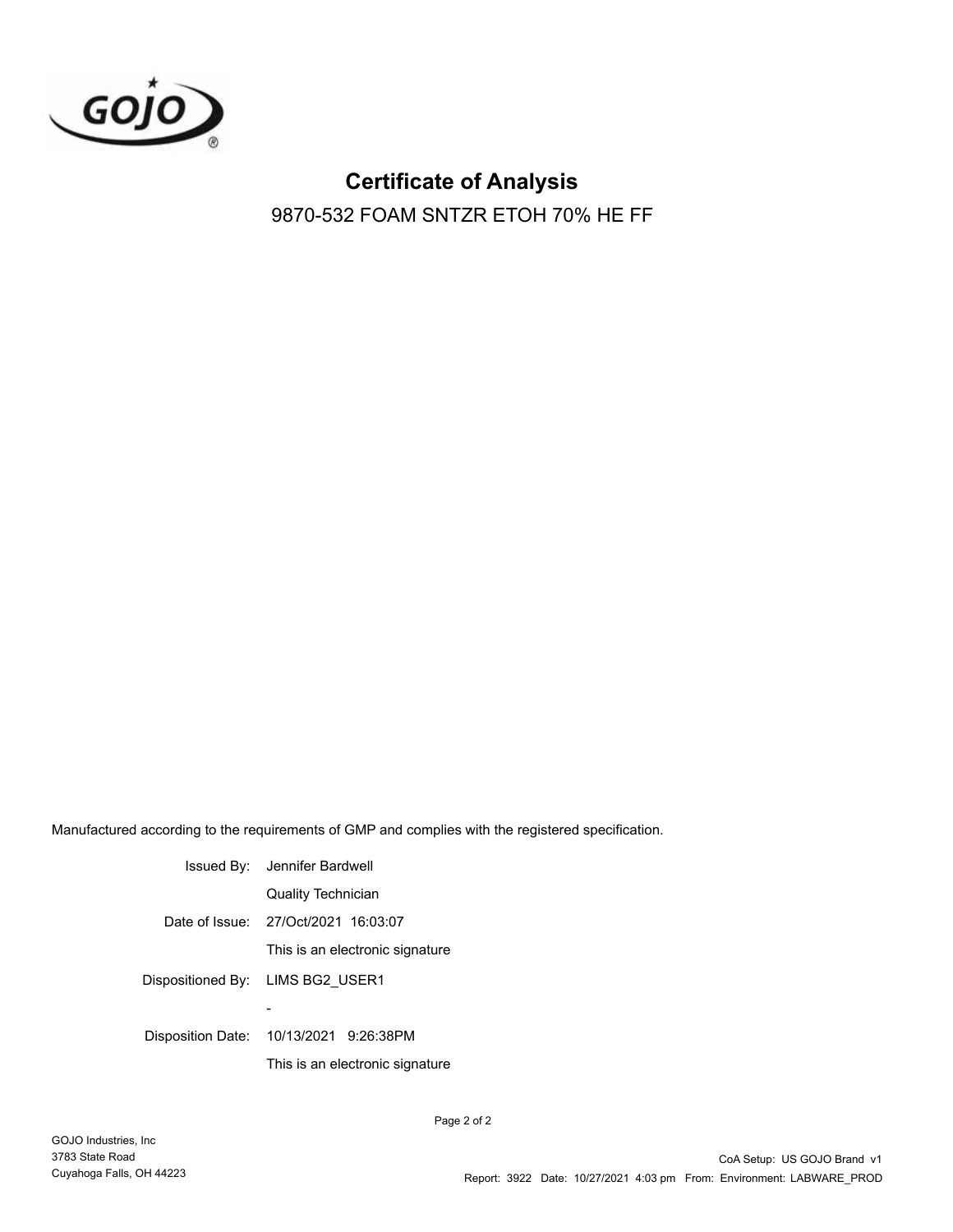# Certificate of Analysis

9870-532 FOAM SNTZR ETOH 70% HE FF

Manufactured according to the requirements of GMP and complies with the registered specification.

| | |
|---|---|
| Issued By: | Jennifer Bardwell |
| | Quality Technician |
| Date of Issue: | 27/Oct/2021 16:03:07 |
| | This is an electronic signature |
| Dispositioned By: | LIMS BG2_USER1 |
| | - |
| Disposition Date: | 10/13/2021 9:26:38PM |
| | This is an electronic signature |

GOJO Industries, Inc
3783 State Road
Cuyahoga Falls, OH 44223

CoA Setup: US GOJO Brand v1
Report: 3922 Date: 10/27/2021 4:03 pm From: Environment: LABWARE_PROD